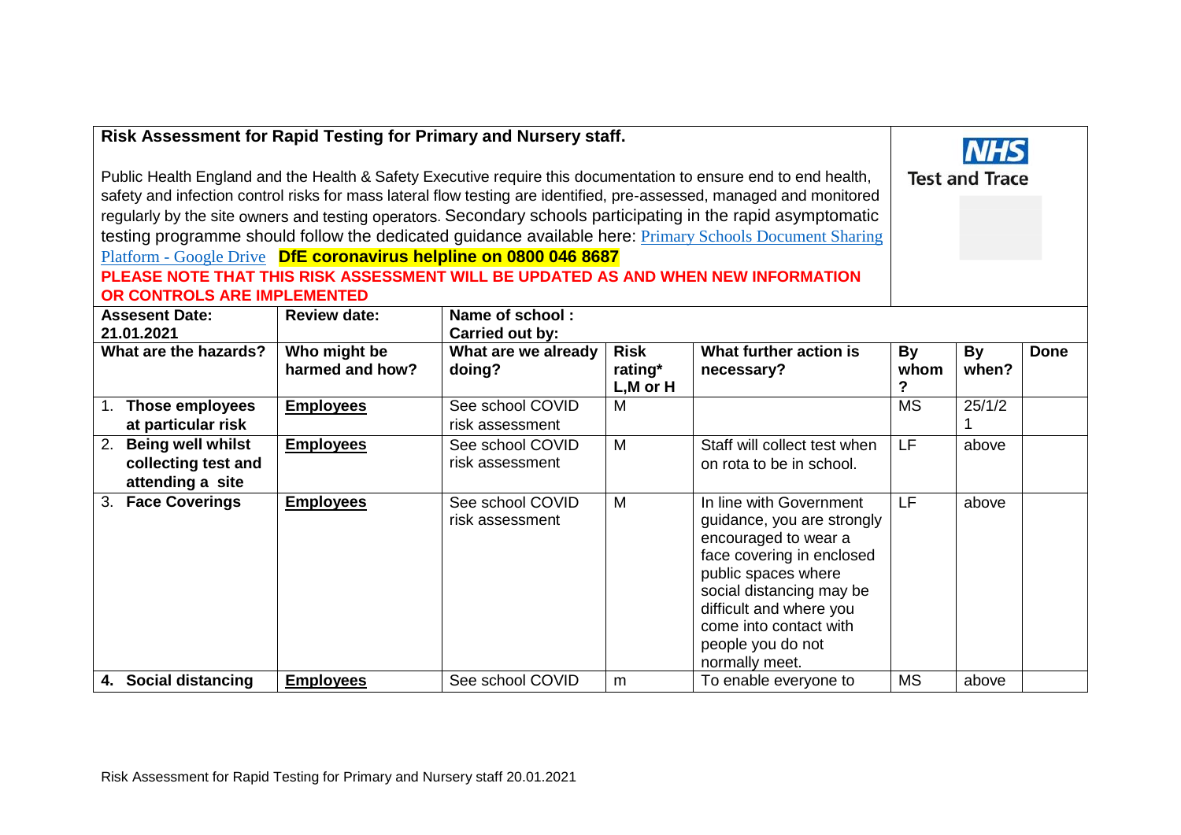**Risk Assessment for Rapid Testing for Primary and Nursery staff.**

NHS Test and Trace

Public Health England and the Health & Safety Executive require this documentation to ensure end to end health, safety and infection control risks for mass lateral flow testing are identified, pre-assessed, managed and monitored regularly by the site owners and testing operators. Secondary schools participating in the rapid asymptomatic testing programme should follow the dedicated guidance available here: Primary Schools Document Sharing Platform - Google Drive **DfE coronavirus helpline on 0800 046 8687**

**PLEASE NOTE THAT THIS RISK ASSESSMENT WILL BE UPDATED AS AND WHEN NEW INFORMATION OR CONTROLS ARE IMPLEMENTED**

| **Assesent Date: 21.01.2021** | **Review date:** | **Name of school : Carried out by:** | | | | | |
|---|---|---|---|---|---|---|---|
| **What are the hazards?** | **Who might be harmed and how?** | **What are we already doing?** | **Risk rating* L,M or H** | **What further action is necessary?** | **By whom ?** | **By when?** | **Done** |
| 1. **Those employees at particular risk** | **Employees** | See school COVID risk assessment | M | | MS | 25/1/21 | |
| 2. **Being well whilst collecting test and attending a site** | **Employees** | See school COVID risk assessment | M | Staff will collect test when on rota to be in school. | LF | above | |
| 3. **Face Coverings** | **Employees** | See school COVID risk assessment | M | In line with Government guidance, you are strongly encouraged to wear a face covering in enclosed public spaces where social distancing may be difficult and where you come into contact with people you do not normally meet. | LF | above | |
| **4. Social distancing** | **Employees** | See school COVID | m | To enable everyone to | MS | above | |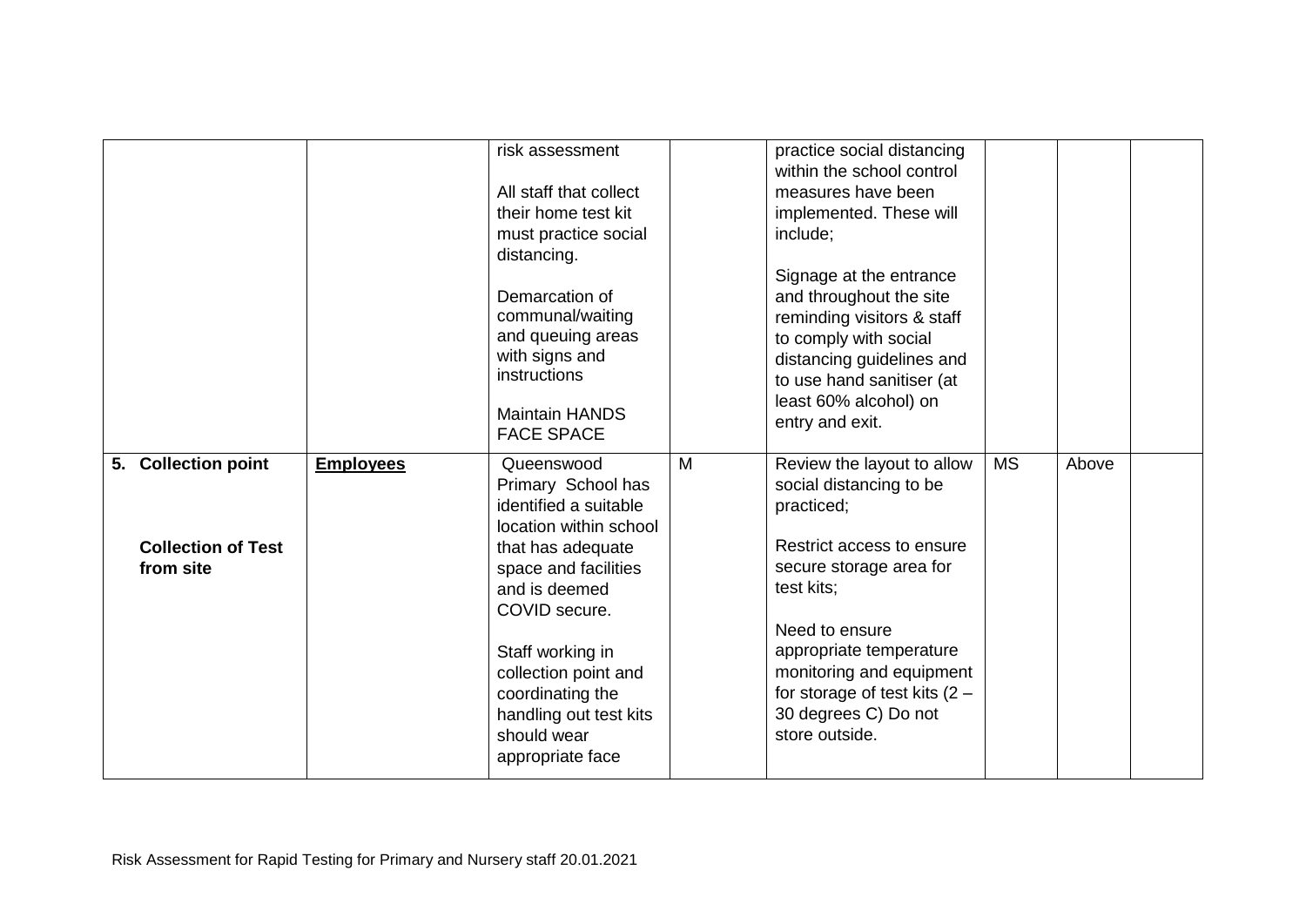|  |  |  |  |  |  |  |  |
|---|---|---|---|---|---|---|---|
|  |  | risk assessment<br><br>All staff that collect their home test kit must practice social distancing.<br><br>Demarcation of communal/waiting and queuing areas with signs and instructions<br><br>Maintain HANDS FACE SPACE |  | practice social distancing within the school control measures have been implemented. These will include;<br><br>Signage at the entrance and throughout the site reminding visitors & staff to comply with social distancing guidelines and to use hand sanitiser (at least 60% alcohol) on entry and exit. |  |  |  |
| **5. Collection point**<br><br>**Collection of Test from site** | **<u>Employees</u>** | Queenswood Primary School has identified a suitable location within school that has adequate space and facilities and is deemed COVID secure.<br><br>Staff working in collection point and coordinating the handling out test kits should wear appropriate face | M | Review the layout to allow social distancing to be practiced;<br><br>Restrict access to ensure secure storage area for test kits;<br><br>Need to ensure appropriate temperature monitoring and equipment for storage of test kits (2 – 30 degrees C) Do not store outside. | MS | Above |  |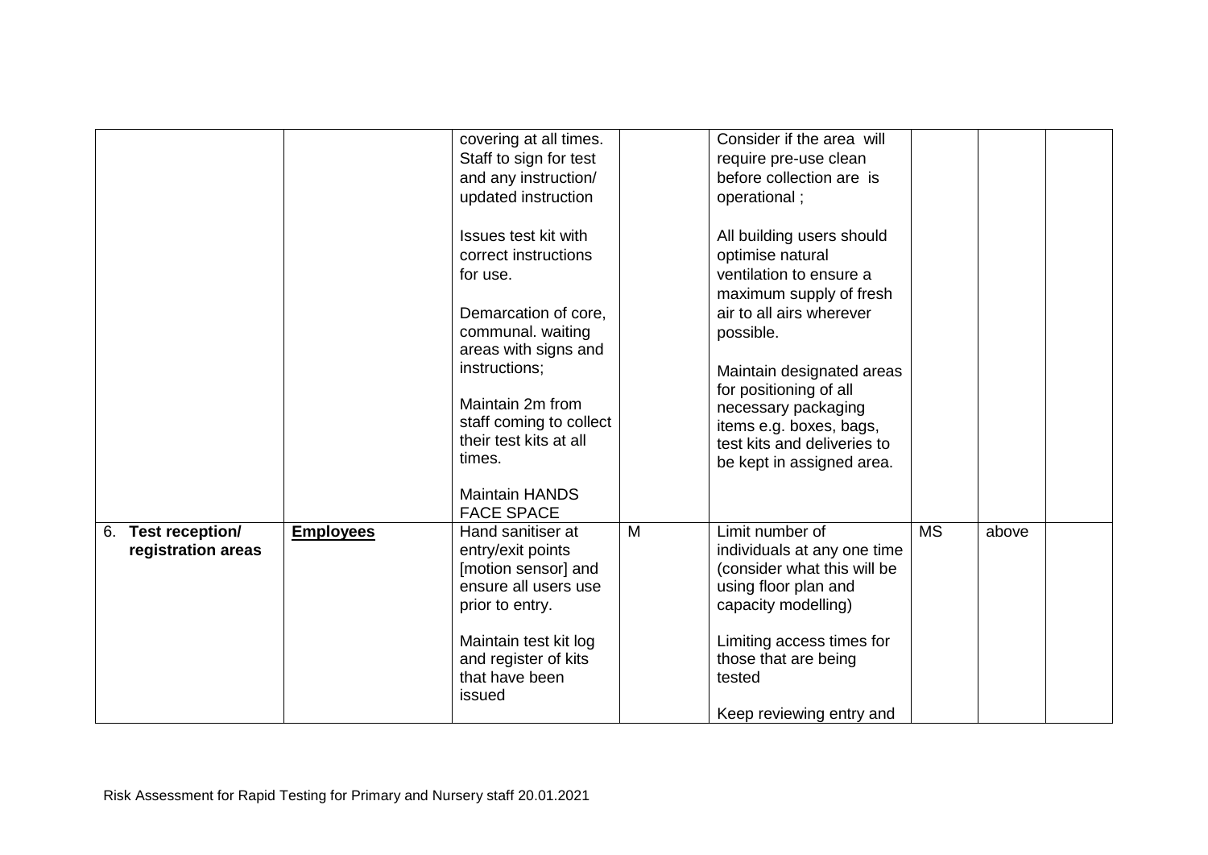| | | | | | | | |
|---|---|---|---|---|---|---|---|
| | | covering at all times. Staff to sign for test and any instruction/ updated instruction<br><br>Issues test kit with correct instructions for use.<br><br>Demarcation of core, communal. waiting areas with signs and instructions;<br><br>Maintain 2m from staff coming to collect their test kits at all times.<br><br>Maintain HANDS FACE SPACE | | Consider if the area will require pre-use clean before collection are is operational ;<br><br>All building users should optimise natural ventilation to ensure a maximum supply of fresh air to all airs wherever possible.<br><br>Maintain designated areas for positioning of all necessary packaging items e.g. boxes, bags, test kits and deliveries to be kept in assigned area. | | | |
| 6. **Test reception/ registration areas** | **<u>Employees</u>** | Hand sanitiser at entry/exit points [motion sensor] and ensure all users use prior to entry.<br><br>Maintain test kit log and register of kits that have been issued | M | Limit number of individuals at any one time (consider what this will be using floor plan and capacity modelling)<br><br>Limiting access times for those that are being tested<br><br>Keep reviewing entry and | MS | above | |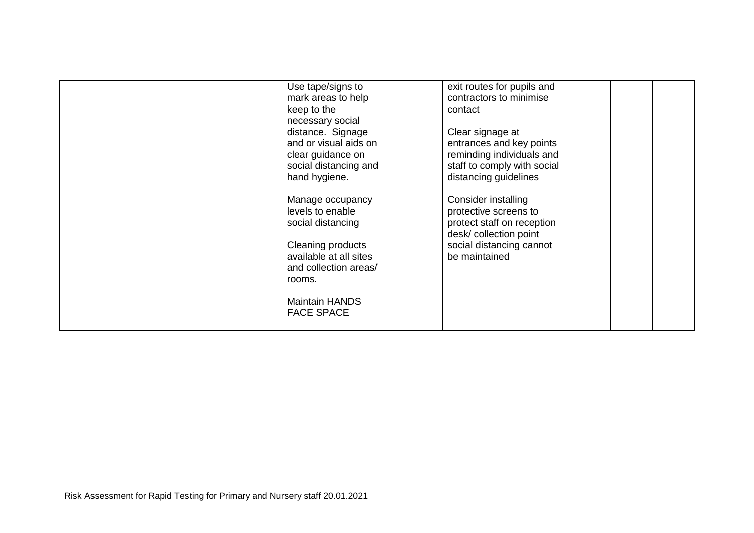|  |  |  |  |  |  |  |  |
|---|---|---|---|---|---|---|---|
|  |  | Use tape/signs to mark areas to help keep to the necessary social distance. Signage and or visual aids on clear guidance on social distancing and hand hygiene.<br><br>Manage occupancy levels to enable social distancing<br><br>Cleaning products available at all sites and collection areas/ rooms.<br><br>Maintain HANDS FACE SPACE |  | exit routes for pupils and contractors to minimise contact<br><br>Clear signage at entrances and key points reminding individuals and staff to comply with social distancing guidelines<br><br>Consider installing protective screens to protect staff on reception desk/ collection point social distancing cannot be maintained |  |  |  |

Risk Assessment for Rapid Testing for Primary and Nursery staff 20.01.2021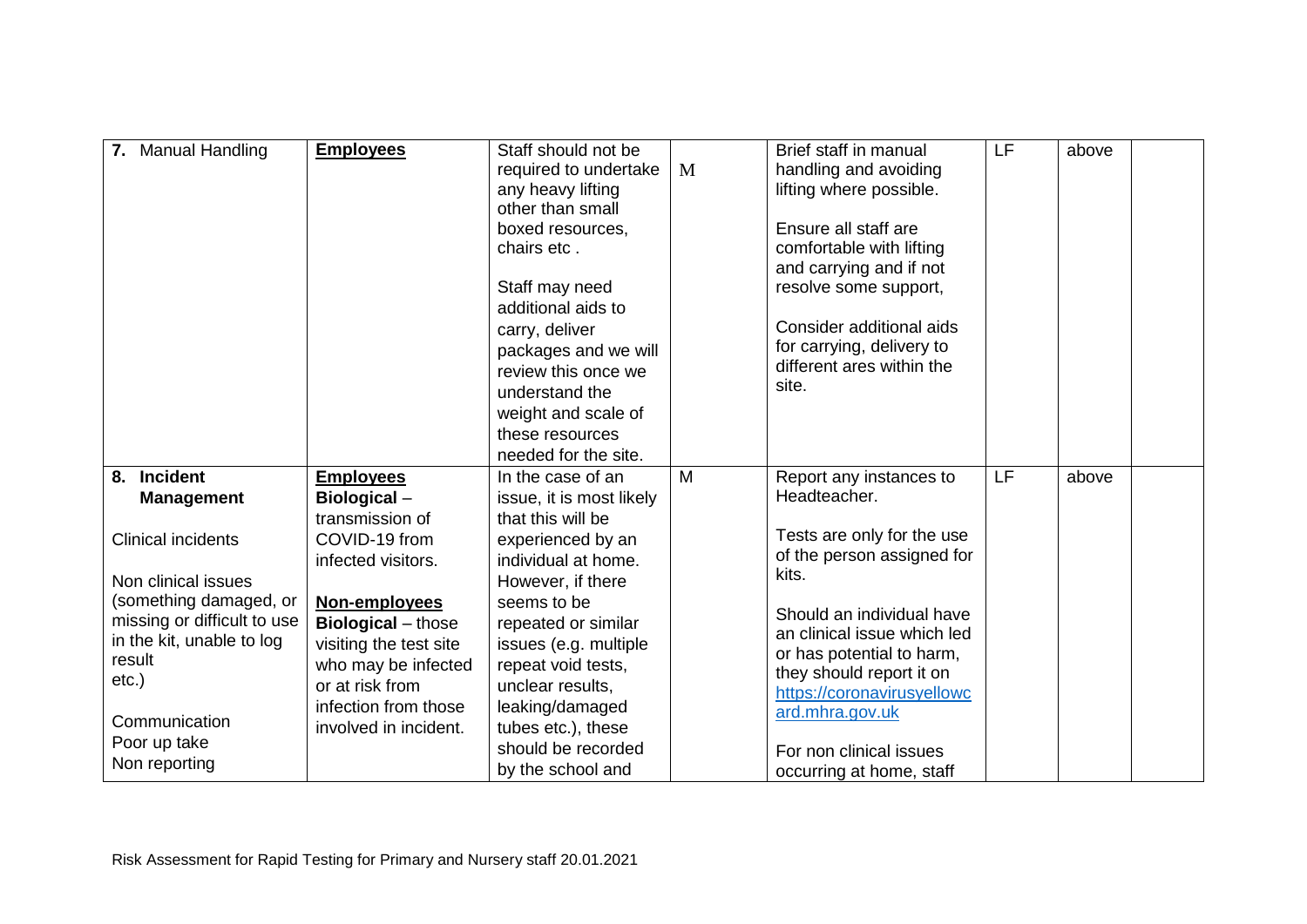| | | | | | | | |
|---|---|---|---|---|---|---|---|
| 7. Manual Handling | **Employees** | Staff should not be required to undertake any heavy lifting other than small boxed resources, chairs etc .<br><br>Staff may need additional aids to carry, deliver packages and we will review this once we understand the weight and scale of these resources needed for the site. | M | Brief staff in manual handling and avoiding lifting where possible.<br><br>Ensure all staff are comfortable with lifting and carrying and if not resolve some support,<br><br>Consider additional aids for carrying, delivery to different ares within the site. | LF | above | |
| **8. Incident Management**<br><br>Clinical incidents<br><br>Non clinical issues (something damaged, or missing or difficult to use in the kit, unable to log result etc.)<br><br>Communication<br>Poor up take<br>Non reporting | **Employees**<br>**Biological** – transmission of COVID-19 from infected visitors.<br><br>**Non-employees**<br>**Biological** – those visiting the test site who may be infected or at risk from infection from those involved in incident. | In the case of an issue, it is most likely that this will be experienced by an individual at home. However, if there seems to be repeated or similar issues (e.g. multiple repeat void tests, unclear results, leaking/damaged tubes etc.), these should be recorded by the school and | M | Report any instances to Headteacher.<br><br>Tests are only for the use of the person assigned for kits.<br><br>Should an individual have an clinical issue which led or has potential to harm, they should report it on https://coronavirusyellowcard.mhra.gov.uk<br><br>For non clinical issues occurring at home, staff | LF | above | |

Risk Assessment for Rapid Testing for Primary and Nursery staff 20.01.2021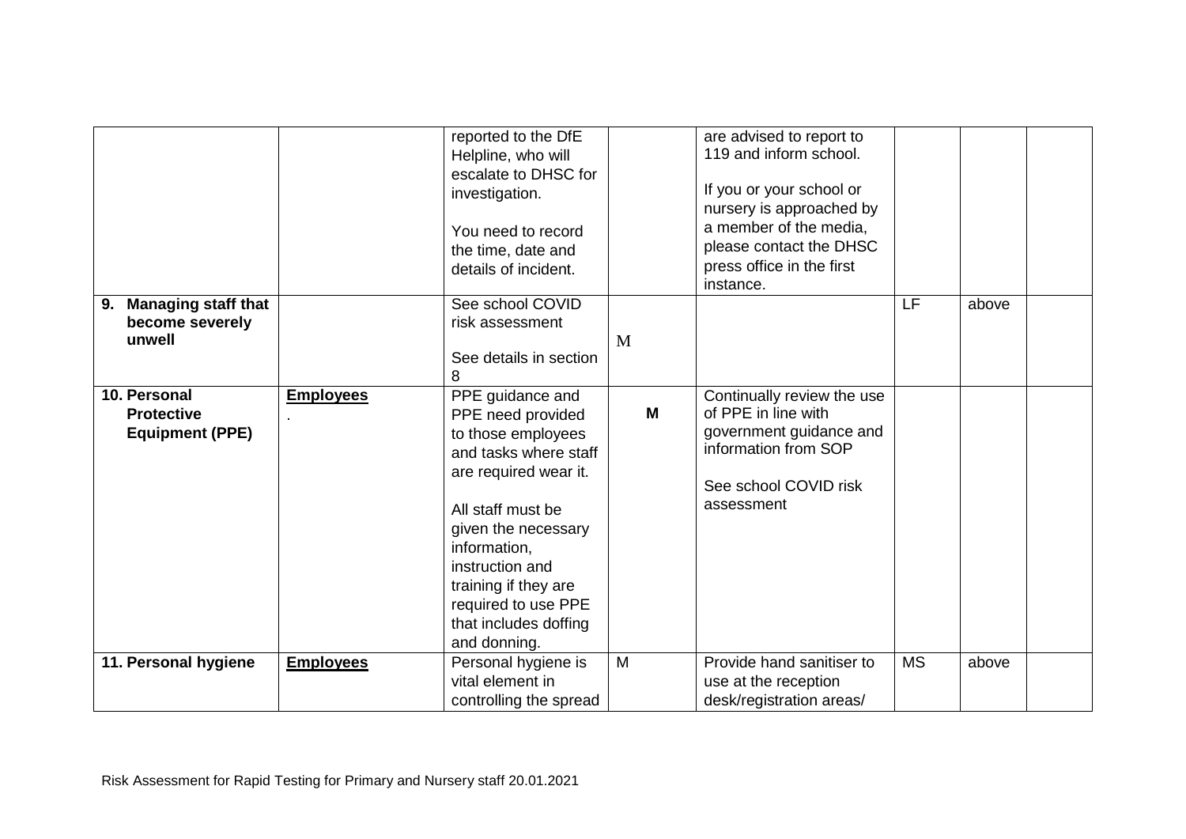| | | | | | | | |
|---|---|---|---|---|---|---|---|
| | | reported to the DfE Helpline, who will escalate to DHSC for investigation.<br><br>You need to record the time, date and details of incident. | | are advised to report to 119 and inform school.<br><br>If you or your school or nursery is approached by a member of the media, please contact the DHSC press office in the first instance. | | | |
| **9. Managing staff that become severely unwell** | | See school COVID risk assessment<br><br>See details in section 8 | M | | LF | above | |
| **10. Personal Protective Equipment (PPE)** | **Employees**<br>. | PPE guidance and PPE need provided to those employees and tasks where staff are required wear it.<br><br>All staff must be given the necessary information, instruction and training if they are required to use PPE that includes doffing and donning. | **M** | Continually review the use of PPE in line with government guidance and information from SOP<br><br>See school COVID risk assessment | | | |
| **11. Personal hygiene** | **Employees** | Personal hygiene is vital element in controlling the spread | M | Provide hand sanitiser to use at the reception desk/registration areas/ | MS | above | |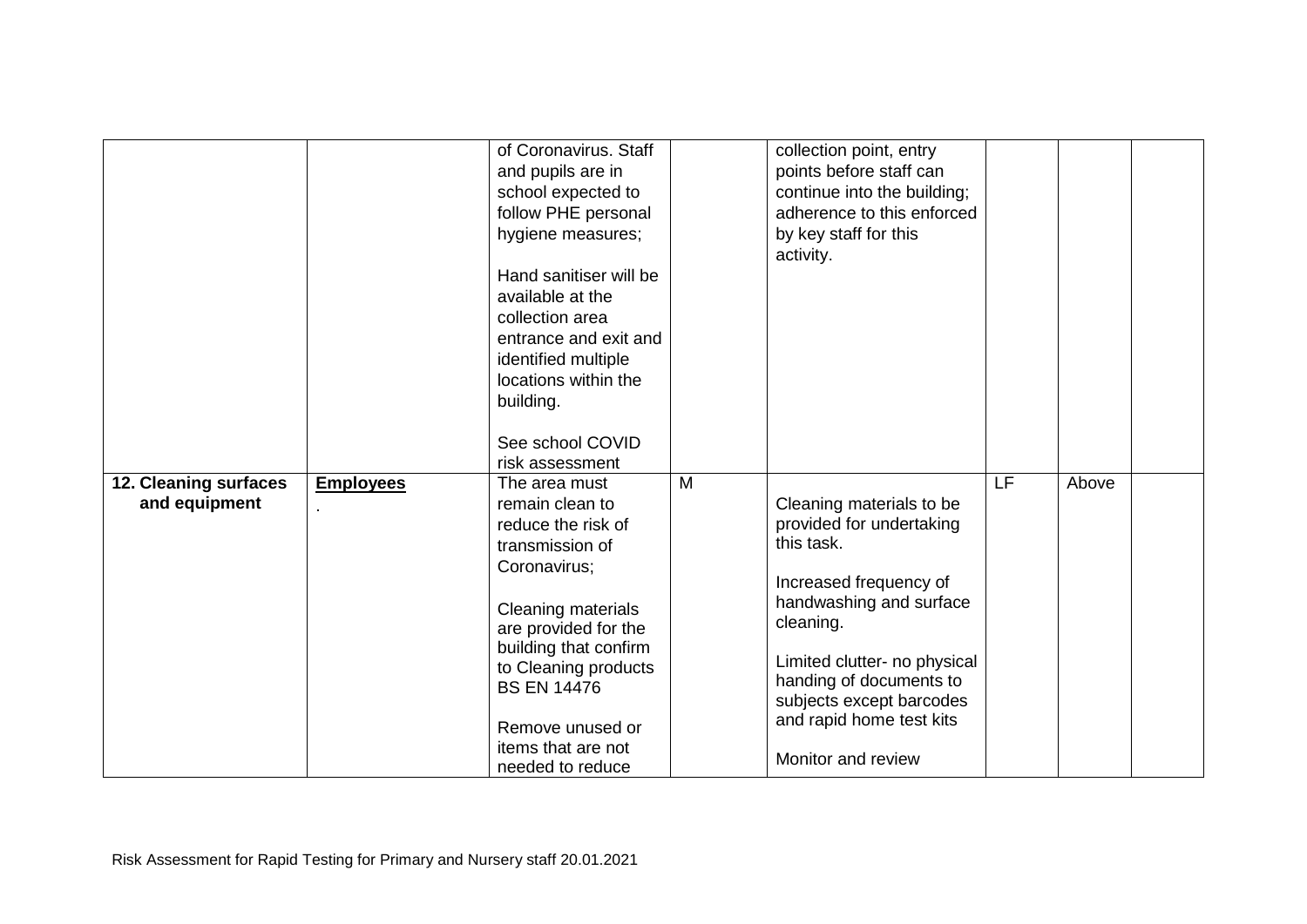| | | | | | | | |
|---|---|---|---|---|---|---|---|
| | | of Coronavirus. Staff and pupils are in school expected to follow PHE personal hygiene measures;<br><br>Hand sanitiser will be available at the collection area entrance and exit and identified multiple locations within the building.<br><br>See school COVID risk assessment | | collection point, entry points before staff can continue into the building; adherence to this enforced by key staff for this activity. | | | |
| **12. Cleaning surfaces and equipment** | **Employees**<br>. | The area must remain clean to reduce the risk of transmission of Coronavirus;<br><br>Cleaning materials are provided for the building that confirm to Cleaning products BS EN 14476<br><br>Remove unused or items that are not needed to reduce | M | Cleaning materials to be provided for undertaking this task.<br><br>Increased frequency of handwashing and surface cleaning.<br><br>Limited clutter- no physical handing of documents to subjects except barcodes and rapid home test kits<br><br>Monitor and review | LF | Above | |

Risk Assessment for Rapid Testing for Primary and Nursery staff 20.01.2021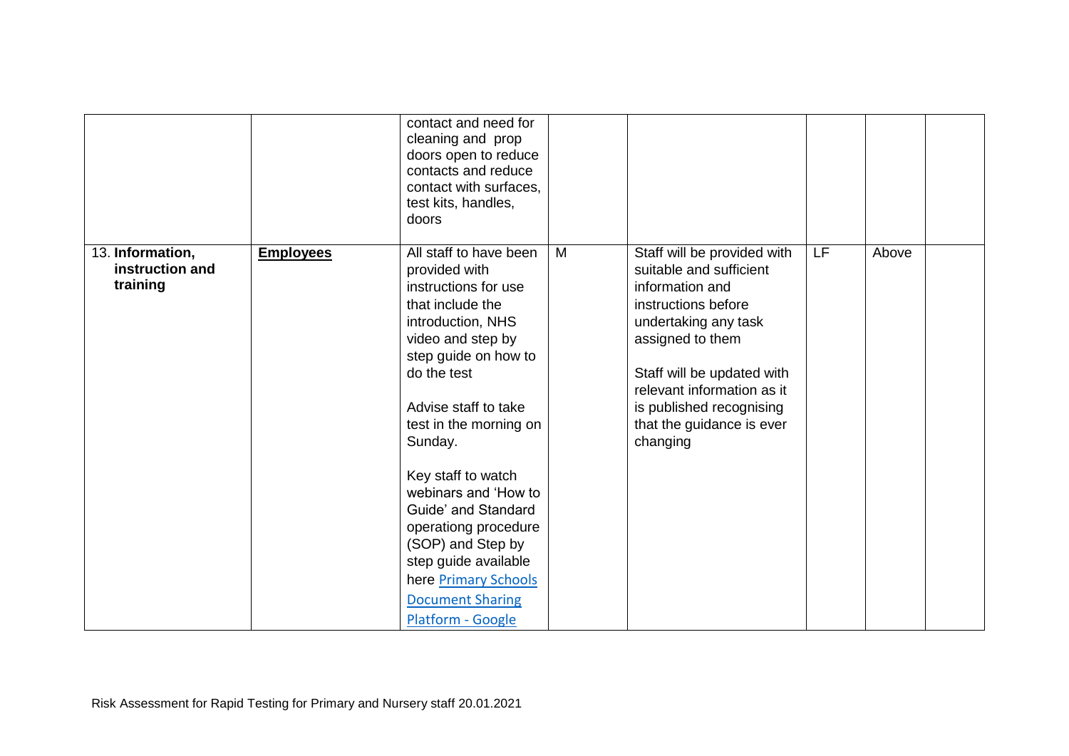| | | contact and need for cleaning and prop doors open to reduce contacts and reduce contact with surfaces, test kits, handles, doors | | | | | |
|---|---|---|---|---|---|---|---|
| 13. **Information, instruction and training** | **Employees** | All staff to have been provided with instructions for use that include the introduction, NHS video and step by step guide on how to do the test<br><br>Advise staff to take test in the morning on Sunday.<br><br>Key staff to watch webinars and 'How to Guide' and Standard operationg procedure (SOP) and Step by step guide available here [Primary Schools Document Sharing Platform - Google]() | M | Staff will be provided with suitable and sufficient information and instructions before undertaking any task assigned to them<br><br>Staff will be updated with relevant information as it is published recognising that the guidance is ever changing | LF | Above | |

Risk Assessment for Rapid Testing for Primary and Nursery staff 20.01.2021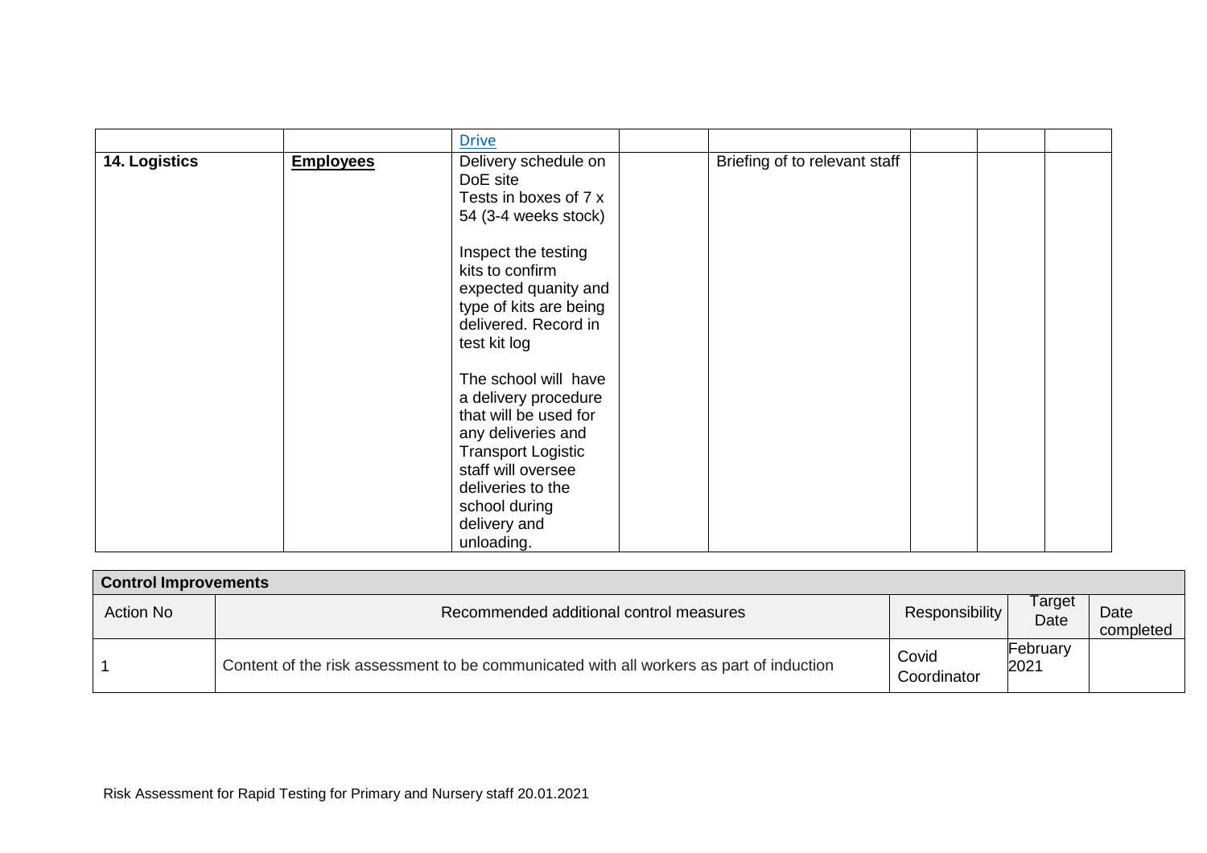| | | Drive | | | | | |
|---|---|---|---|---|---|---|---|
| **14. Logistics** | **Employees** | Delivery schedule on DoE site<br>Tests in boxes of 7 x 54 (3-4 weeks stock)<br><br>Inspect the testing kits to confirm expected quanity and type of kits are being delivered. Record in test kit log<br><br>The school will have a delivery procedure that will be used for any deliveries and Transport Logistic staff will oversee deliveries to the school during delivery and unloading. | | Briefing of to relevant staff | | | |

| **Control Improvements** | | | | |
|---|---|---|---|---|
| Action No | Recommended additional control measures | Responsibility | Target Date | Date completed |
| 1 | Content of the risk assessment to be communicated with all workers as part of induction | Covid Coordinator | February 2021 | |

Risk Assessment for Rapid Testing for Primary and Nursery staff 20.01.2021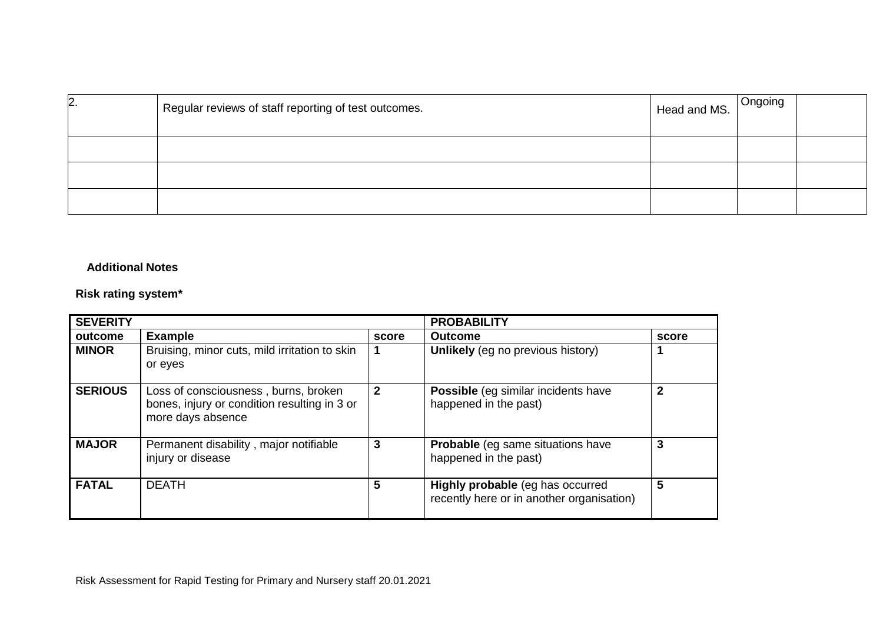| 2. | Regular reviews of staff reporting of test outcomes. | Head and MS. | Ongoing | |
|---|---|---|---|---|
| | | | | |
| | | | | |
| | | | | |

**Additional Notes**

**Risk rating system***

| **SEVERITY** | | | **PROBABILITY** | |
|---|---|---|---|---|
| **outcome** | **Example** | **score** | **Outcome** | **score** |
| **MINOR** | Bruising, minor cuts, mild irritation to skin or eyes | **1** | **Unlikely** (eg no previous history) | **1** |
| **SERIOUS** | Loss of consciousness , burns, broken bones, injury or condition resulting in 3 or more days absence | **2** | **Possible** (eg similar incidents have happened in the past) | **2** |
| **MAJOR** | Permanent disability , major notifiable injury or disease | **3** | **Probable** (eg same situations have happened in the past) | **3** |
| **FATAL** | DEATH | **5** | **Highly probable** (eg has occurred recently here or in another organisation) | **5** |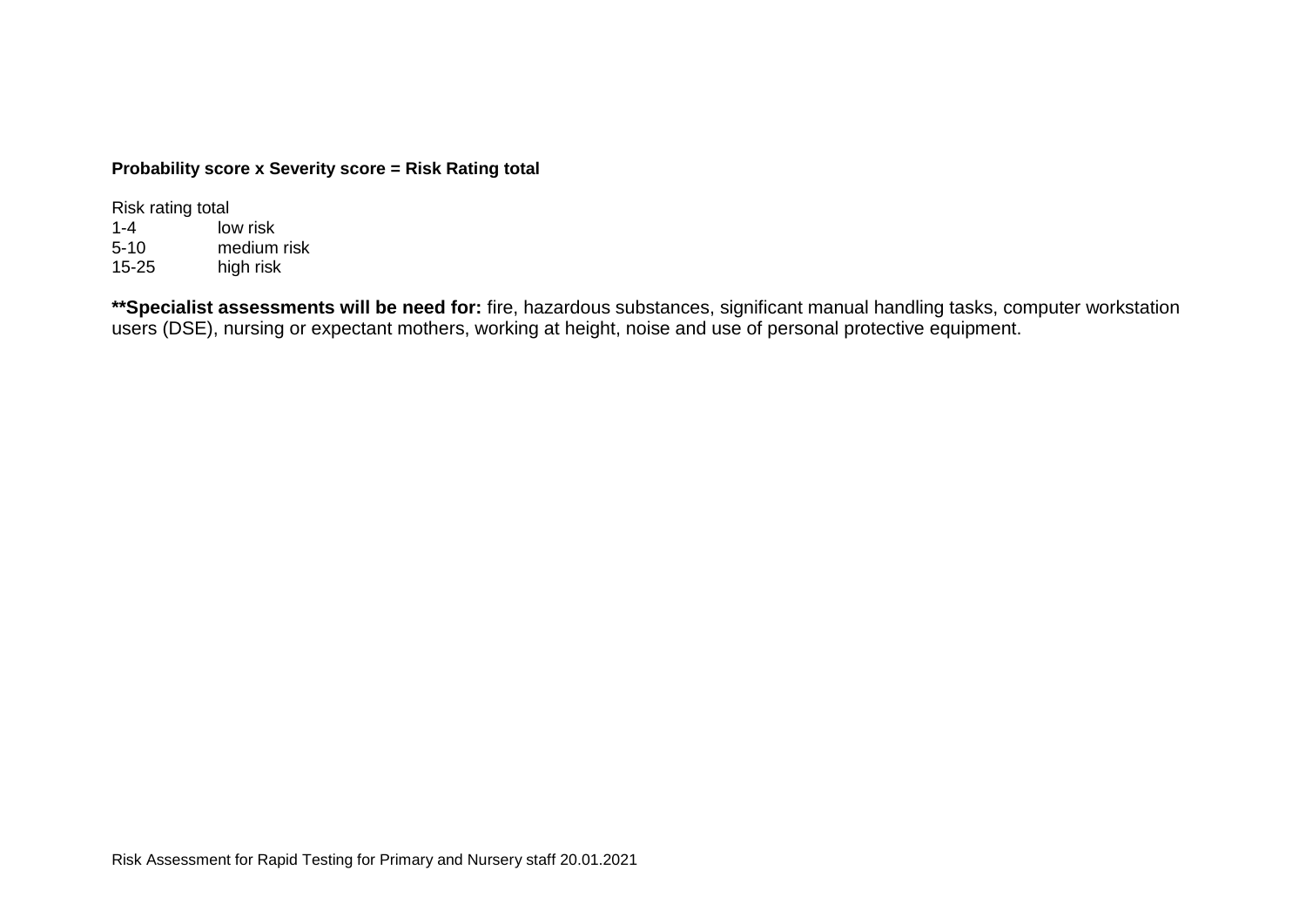**Probability score x Severity score = Risk Rating total**

| | |
|---|---|
| Risk rating total | |
| 1-4 | low risk |
| 5-10 | medium risk |
| 15-25 | high risk |

****Specialist assessments will be need for:** fire, hazardous substances, significant manual handling tasks, computer workstation users (DSE), nursing or expectant mothers, working at height, noise and use of personal protective equipment.